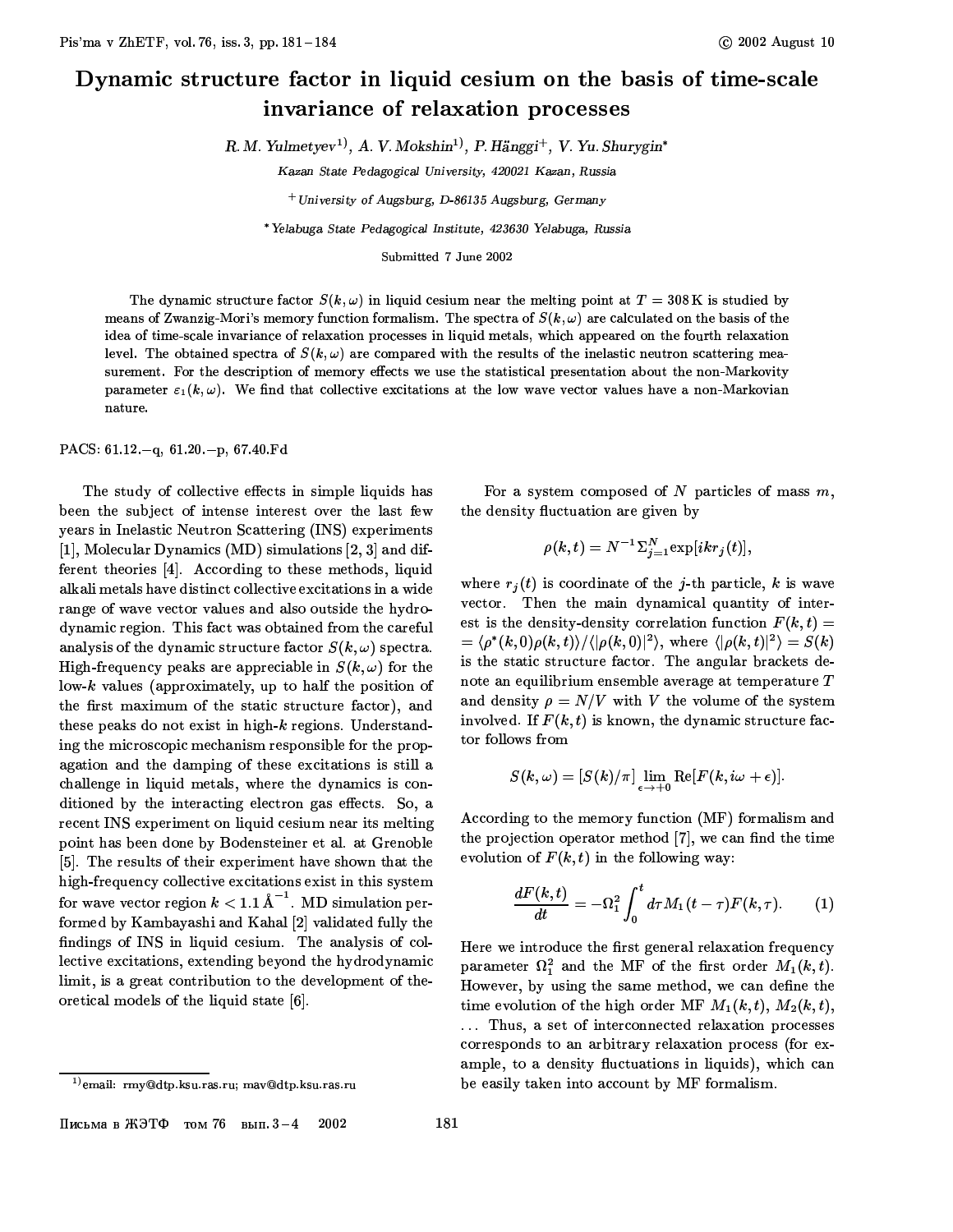# Dynamic structure factor in liquid cesium on the basis of time-scale invariance of relaxation processes

R. M. Yulmetyev[1)], A. V. Mokshin[1)], P. Hänggi[+], V. Yu. Shurygin[*]

*Kazan State Pedagogical University, 420021 Kazan, Russia*

[+]*University of Augsburg, D-86135 Augsburg, Germany*

[*]*Yelabuga State Pedagogical Institute, 423630 Yelabuga, Russia*

Submitted 7 June 2002

The dynamic structure factor $S(k,\omega)$ in liquid cesium near the melting point at $T = 308\,\mathrm{K}$ is studied by means of Zwanzig-Mori's memory function formalism. The spectra of $S(k,\omega)$ are calculated on the basis of the idea of time-scale invariance of relaxation processes in liquid metals, which appeared on the fourth relaxation level. The obtained spectra of $S(k,\omega)$ are compared with the results of the inelastic neutron scattering measurement. For the description of memory effects we use the statistical presentation about the non-Markovity parameter $\varepsilon_1(k,\omega)$. We find that collective excitations at the low wave vector values have a non-Markovian nature.

PACS: 61.12.–q, 61.20.–p, 67.40.Fd

The study of collective effects in simple liquids has been the subject of intense interest over the last few years in Inelastic Neutron Scattering (INS) experiments [1], Molecular Dynamics (MD) simulations [2, 3] and different theories [4]. According to these methods, liquid alkali metals have distinct collective excitations in a wide range of wave vector values and also outside the hydrodynamic region. This fact was obtained from the careful analysis of the dynamic structure factor $S(k,\omega)$ spectra. High-frequency peaks are appreciable in $S(k,\omega)$ for the low-$k$ values (approximately, up to half the position of the first maximum of the static structure factor), and these peaks do not exist in high-$k$ regions. Understanding the microscopic mechanism responsible for the propagation and the damping of these excitations is still a challenge in liquid metals, where the dynamics is conditioned by the interacting electron gas effects. So, a recent INS experiment on liquid cesium near its melting point has been done by Bodensteiner et al. at Grenoble [5]. The results of their experiment have shown that the high-frequency collective excitations exist in this system for wave vector region $k < 1.1\,\text{Å}^{-1}$. MD simulation performed by Kambayashi and Kahal [2] validated fully the findings of INS in liquid cesium. The analysis of collective excitations, extending beyond the hydrodynamic limit, is a great contribution to the development of theoretical models of the liquid state [6].

For a system composed of $N$ particles of mass $m$, the density fluctuation are given by

$$\rho(k,t) = N^{-1}\Sigma_{j=1}^{N}\exp[ikr_j(t)],$$

where $r_j(t)$ is coordinate of the $j$-th particle, $k$ is wave vector. Then the main dynamical quantity of interest is the density-density correlation function $F(k,t) = \langle\rho^*(k,0)\rho(k,t)\rangle/\langle|\rho(k,0)|^2\rangle$, where $\langle|\rho(k,t)|^2\rangle = S(k)$ is the static structure factor. The angular brackets denote an equilibrium ensemble average at temperature $T$ and density $\rho = N/V$ with $V$ the volume of the system involved. If $F(k,t)$ is known, the dynamic structure factor follows from

$$S(k,\omega) = [S(k)/\pi]\lim_{\epsilon\to+0}\mathrm{Re}[F(k,i\omega+\epsilon)].$$

According to the memory function (MF) formalism and the projection operator method [7], we can find the time evolution of $F(k,t)$ in the following way:

$$\frac{dF(k,t)}{dt} = -\Omega_1^2\int_0^t d\tau M_1(t-\tau)F(k,\tau). \qquad (1)$$

Here we introduce the first general relaxation frequency parameter $\Omega_1^2$ and the MF of the first order $M_1(k,t)$. However, by using the same method, we can define the time evolution of the high order MF $M_1(k,t)$, $M_2(k,t)$, ... Thus, a set of interconnected relaxation processes corresponds to an arbitrary relaxation process (for example, to a density fluctuations in liquids), which can be easily taken into account by MF formalism.

[1)]email: rmy@dtp.ksu.ras.ru; mav@dtp.ksu.ras.ru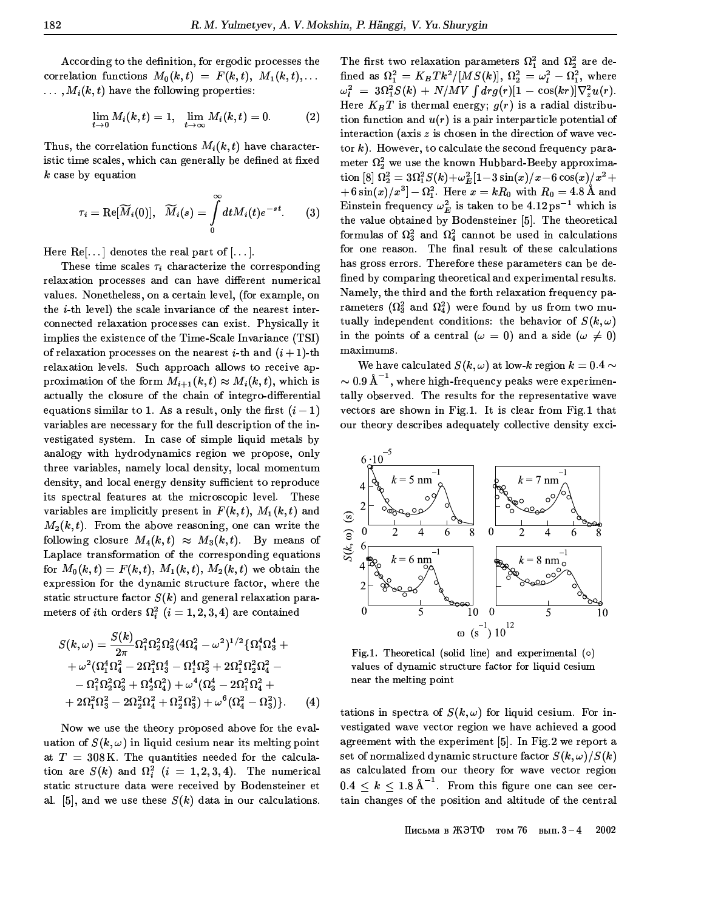According to the definition, for ergodic processes the correlation functions $M_0(k,t) = F(k,t)$, $M_1(k,t), \ldots$ $\ldots, M_i(k,t)$ have the following properties:

$$\lim_{t\to 0} M_i(k,t) = 1, \quad \lim_{t\to\infty} M_i(k,t) = 0. \tag{2}$$

Thus, the correlation functions $M_i(k,t)$ have characteristic time scales, which can generally be defined at fixed $k$ case by equation

$$\tau_i = \mathrm{Re}[\widetilde{M}_i(0)], \quad \widetilde{M}_i(s) = \int_0^\infty dt M_i(t) e^{-st}. \tag{3}$$

Here Re[...] denotes the real part of [...].

These time scales $\tau_i$ characterize the corresponding relaxation processes and can have different numerical values. Nonetheless, on a certain level, (for example, on the $i$-th level) the scale invariance of the nearest interconnected relaxation processes can exist. Physically it implies the existence of the Time-Scale Invariance (TSI) of relaxation processes on the nearest $i$-th and $(i+1)$-th relaxation levels. Such approach allows to receive approximation of the form $M_{i+1}(k,t) \approx M_i(k,t)$, which is actually the closure of the chain of integro-differential equations similar to 1. As a result, only the first $(i-1)$ variables are necessary for the full description of the investigated system. In case of simple liquid metals by analogy with hydrodynamics region we propose, only three variables, namely local density, local momentum density, and local energy density sufficient to reproduce its spectral features at the microscopic level. These variables are implicitly present in $F(k,t)$, $M_1(k,t)$ and $M_2(k,t)$. From the above reasoning, one can write the following closure $M_4(k,t) \approx M_3(k,t)$. By means of Laplace transformation of the corresponding equations for $M_0(k,t) = F(k,t)$, $M_1(k,t)$, $M_2(k,t)$ we obtain the expression for the dynamic structure factor, where the static structure factor $S(k)$ and general relaxation parameters of $i$th orders $\Omega_i^2$ $(i = 1,2,3,4)$ are contained

$$\begin{aligned}
S(k,\omega) = &\frac{S(k)}{2\pi}\Omega_1^2\Omega_2^2\Omega_3^2(4\Omega_4^2-\omega^2)^{1/2}\{\Omega_1^4\Omega_3^4 + \\
&+\omega^2(\Omega_1^4\Omega_4^2 - 2\Omega_1^2\Omega_3^4 - \Omega_1^4\Omega_3^2 + 2\Omega_1^2\Omega_2^2\Omega_4^2 - \\
&- \Omega_1^2\Omega_2^2\Omega_3^2 + \Omega_2^4\Omega_4^2) + \omega^4(\Omega_3^4 - 2\Omega_1^2\Omega_4^2 + \\
&+ 2\Omega_1^2\Omega_3^2 - 2\Omega_2^2\Omega_4^2 + \Omega_2^2\Omega_3^2) + \omega^6(\Omega_4^2 - \Omega_3^2)\}.
\end{aligned} \tag{4}$$

Now we use the theory proposed above for the evaluation of $S(k,\omega)$ in liquid cesium near its melting point at $T = 308$ K. The quantities needed for the calculation are $S(k)$ and $\Omega_i^2$ $(i = 1,2,3,4)$. The numerical static structure data were received by Bodensteiner et al. [5], and we use these $S(k)$ data in our calculations. The first two relaxation parameters $\Omega_1^2$ and $\Omega_2^2$ are defined as $\Omega_1^2 = K_B T k^2/[MS(k)]$, $\Omega_2^2 = \omega_l^2 - \Omega_1^2$, where $\omega_l^2 = 3\Omega_1^2 S(k) + N/MV \int dr g(r)[1-\cos(kr)]\nabla_z^2 u(r)$. Here $K_B T$ is thermal energy; $g(r)$ is a radial distribution function and $u(r)$ is a pair interparticle potential of interaction (axis $z$ is chosen in the direction of wave vector $k$). However, to calculate the second frequency parameter $\Omega_2^2$ we use the known Hubbard-Beeby approximation [8] $\Omega_2^2 = 3\Omega_1^2 S(k) + \omega_E^2[1 - 3\sin(x)/x - 6\cos(x)/x^2 + 6\sin(x)/x^3] - \Omega_1^2$. Here $x = kR_0$ with $R_0 = 4.8$ Å and Einstein frequency $\omega_E^2$ is taken to be $4.12\,\mathrm{ps}^{-1}$ which is the value obtained by Bodensteiner [5]. The theoretical formulas of $\Omega_3^2$ and $\Omega_4^2$ cannot be used in calculations for one reason. The final result of these calculations has gross errors. Therefore these parameters can be defined by comparing theoretical and experimental results. Namely, the third and the forth relaxation frequency parameters ($\Omega_3^2$ and $\Omega_4^2$) were found by us from two mutually independent conditions: the behavior of $S(k,\omega)$ in the points of a central ($\omega = 0$) and a side ($\omega \neq 0$) maximums.

We have calculated $S(k,\omega)$ at low-$k$ region $k = 0.4 \sim 0.9$ Å$^{-1}$, where high-frequency peaks were experimentally observed. The results for the representative wave vectors are shown in Fig.1. It is clear from Fig.1 that our theory describes adequately collective density excitations in spectra of $S(k,\omega)$ for liquid cesium. For investigated wave vector region we have achieved a good agreement with the experiment [5]. In Fig.2 we report a set of normalized dynamic structure factor $S(k,\omega)/S(k)$ as calculated from our theory for wave vector region $0.4 \le k \le 1.8$ Å$^{-1}$. From this figure one can see certain changes of the position and altitude of the central

Fig.1. Theoretical (solid line) and experimental (○) values of dynamic structure factor for liquid cesium near the melting point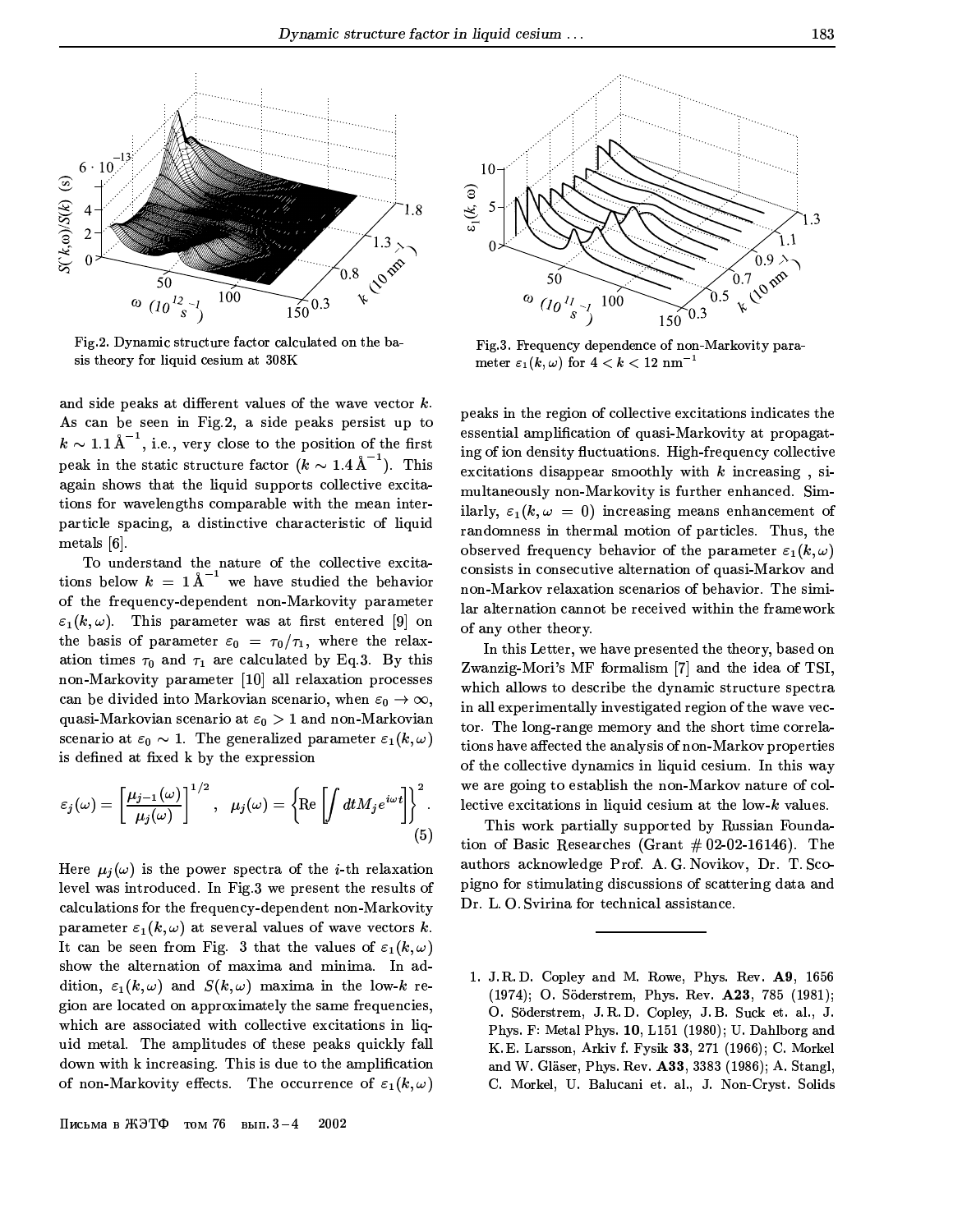Fig.2. Dynamic structure factor calculated on the basis theory for liquid cesium at 308K

Fig.3. Frequency dependence of non-Markovity parameter $\varepsilon_1(k,\omega)$ for $4 < k < 12$ nm$^{-1}$

and side peaks at different values of the wave vector $k$. As can be seen in Fig.2, a side peaks persist up to $k \sim 1.1\,\text{Å}^{-1}$, i.e., very close to the position of the first peak in the static structure factor ($k \sim 1.4\,\text{Å}^{-1}$). This again shows that the liquid supports collective excitations for wavelengths comparable with the mean interparticle spacing, a distinctive characteristic of liquid metals [6].

To understand the nature of the collective excitations below $k = 1\,\text{Å}^{-1}$ we have studied the behavior of the frequency-dependent non-Markovity parameter $\varepsilon_1(k,\omega)$. This parameter was at first entered [9] on the basis of parameter $\varepsilon_0 = \tau_0/\tau_1$, where the relaxation times $\tau_0$ and $\tau_1$ are calculated by Eq.3. By this non-Markovity parameter [10] all relaxation processes can be divided into Markovian scenario, when $\varepsilon_0 \to \infty$, quasi-Markovian scenario at $\varepsilon_0 > 1$ and non-Markovian scenario at $\varepsilon_0 \sim 1$. The generalized parameter $\varepsilon_1(k,\omega)$ is defined at fixed k by the expression

$$\varepsilon_j(\omega) = \left[\frac{\mu_{j-1}(\omega)}{\mu_j(\omega)}\right]^{1/2}, \quad \mu_j(\omega) = \left\{\mathrm{Re}\left[\int dt M_j e^{i\omega t}\right]\right\}^2. \tag{5}$$

Here $\mu_j(\omega)$ is the power spectra of the $i$-th relaxation level was introduced. In Fig.3 we present the results of calculations for the frequency-dependent non-Markovity parameter $\varepsilon_1(k,\omega)$ at several values of wave vectors $k$. It can be seen from Fig. 3 that the values of $\varepsilon_1(k,\omega)$ show the alternation of maxima and minima. In addition, $\varepsilon_1(k,\omega)$ and $S(k,\omega)$ maxima in the low-$k$ region are located on approximately the same frequencies, which are associated with collective excitations in liquid metal. The amplitudes of these peaks quickly fall down with k increasing. This is due to the amplification of non-Markovity effects. The occurrence of $\varepsilon_1(k,\omega)$ peaks in the region of collective excitations indicates the essential amplification of quasi-Markovity at propagating of ion density fluctuations. High-frequency collective excitations disappear smoothly with $k$ increasing , simultaneously non-Markovity is further enhanced. Similarly, $\varepsilon_1(k,\omega = 0)$ increasing means enhancement of randomness in thermal motion of particles. Thus, the observed frequency behavior of the parameter $\varepsilon_1(k,\omega)$ consists in consecutive alternation of quasi-Markov and non-Markov relaxation scenarios of behavior. The similar alternation cannot be received within the framework of any other theory.

In this Letter, we have presented the theory, based on Zwanzig-Mori's MF formalism [7] and the idea of TSI, which allows to describe the dynamic structure spectra in all experimentally investigated region of the wave vector. The long-range memory and the short time correlations have affected the analysis of non-Markov properties of the collective dynamics in liquid cesium. In this way we are going to establish the non-Markov nature of collective excitations in liquid cesium at the low-$k$ values.

This work partially supported by Russian Foundation of Basic Researches (Grant # 02-02-16146). The authors acknowledge Prof. A. G. Novikov, Dr. T. Scopigno for stimulating discussions of scattering data and Dr. L. O. Svirina for technical assistance.

---

1. J. R. D. Copley and M. Rowe, Phys. Rev. **A9**, 1656 (1974); O. Söderstrem, Phys. Rev. **A23**, 785 (1981); O. Söderstrem, J. R. D. Copley, J. B. Suck et. al., J. Phys. F: Metal Phys. **10**, L151 (1980); U. Dahlborg and K.E. Larsson, Arkiv f. Fysik **33**, 271 (1966); C. Morkel and W. Gläser, Phys. Rev. **A33**, 3383 (1986); A. Stangl, C. Morkel, U. Balucani et. al., J. Non-Cryst. Solids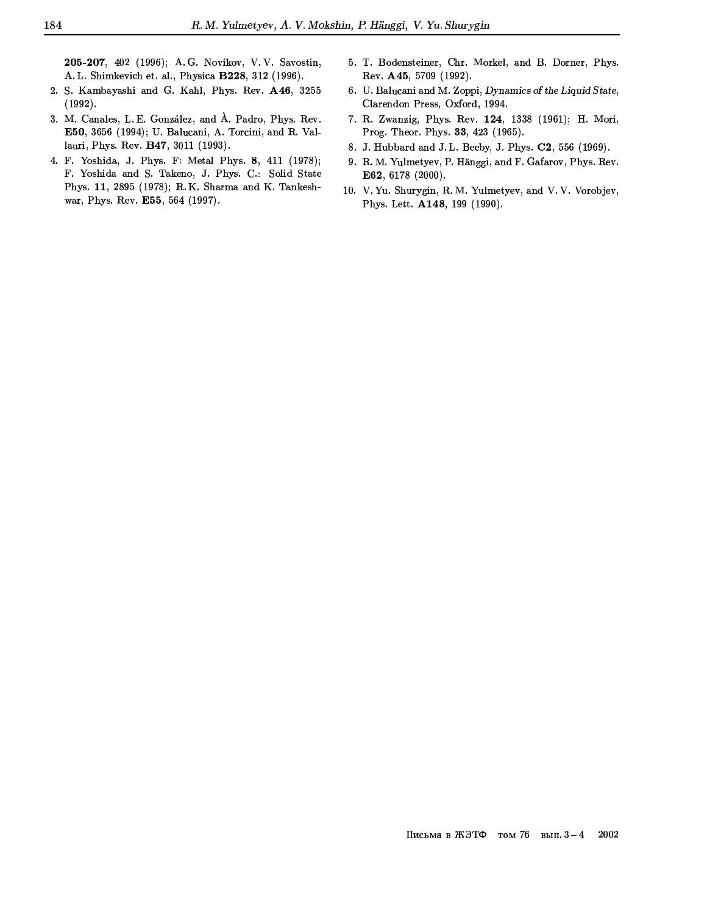**205-207**, 402 (1996); A.G. Novikov, V.V. Savostin, A.L. Shimkevich et. al., Physica **B228**, 312 (1996).

2. S. Kambayashi and G. Kahl, Phys. Rev. **A46**, 3255 (1992).
3. M. Canales, L.E. González, and À. Padro, Phys. Rev. **E50**, 3656 (1994); U. Balucani, A. Torcini, and R. Vallauri, Phys. Rev. **B47**, 3011 (1993).
4. F. Yoshida, J. Phys. F: Metal Phys. **8**, 411 (1978); F. Yoshida and S. Takeno, J. Phys. C.: Solid State Phys. **11**, 2895 (1978); R.K. Sharma and K. Tankeshwar, Phys. Rev. **E55**, 564 (1997).
5. T. Bodensteiner, Chr. Morkel, and B. Dorner, Phys. Rev. **A45**, 5709 (1992).
6. U. Balucani and M. Zoppi, *Dynamics of the Liquid State*, Clarendon Press, Oxford, 1994.
7. R. Zwanzig, Phys. Rev. **124**, 1338 (1961); H. Mori, Prog. Theor. Phys. **33**, 423 (1965).
8. J. Hubbard and J.L. Beeby, J. Phys. **C2**, 556 (1969).
9. R.M. Yulmetyev, P. Hänggi, and F. Gafarov, Phys. Rev. **E62**, 6178 (2000).
10. V.Yu. Shurygin, R.M. Yulmetyev, and V.V. Vorobjev, Phys. Lett. **A148**, 199 (1990).